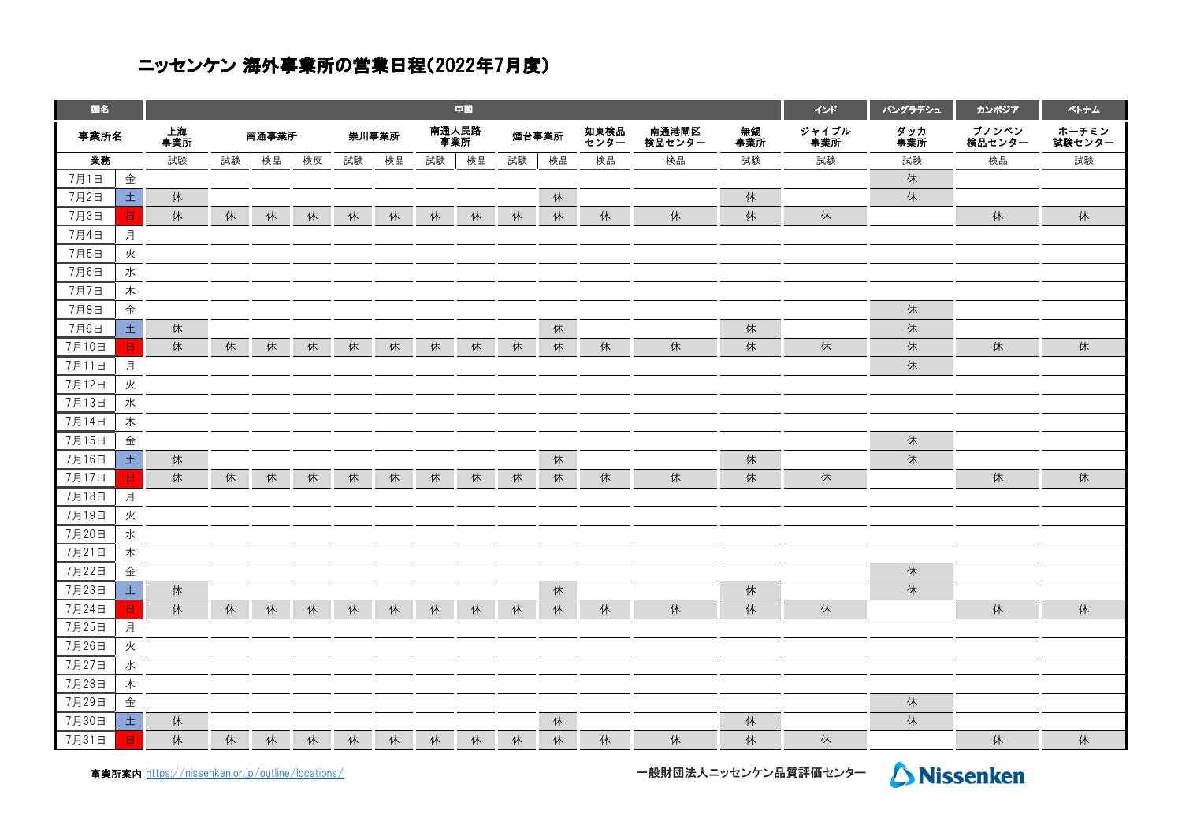# ニッセンケン 海外事業所の営業日程(2022年7月度)

| 国名 | | 中国 | | | | | | | | | | | | | インド | バングラデシュ | カンボジア | ベトナム |
|---|---|---|---|---|---|---|---|---|---|---|---|---|---|---|---|---|---|---|
| 事業所名 | | 上海事業所 | 南通事業所 | | | 崇川事業所 | | 南通人民路事業所 | | 煙台事業所 | | 如東検品センター | 南通港閘区検品センター | 無錫事業所 | ジャイプル事業所 | ダッカ事業所 | プノンペン検品センター | ホーチミン試験センター |
| 業務 | | 試験 | 試験 | 検品 | 検反 | 試験 | 検品 | 試験 | 検品 | 試験 | 検品 | 検品 | 検品 | 試験 | 試験 | 試験 | 検品 | 試験 |
| 7月1日 | 金 | | | | | | | | | | | | | | | 休 | | |
| 7月2日 | 土 | 休 | | | | | | | | | 休 | | | 休 | | 休 | | |
| 7月3日 | 日 | 休 | 休 | 休 | 休 | 休 | 休 | 休 | 休 | 休 | 休 | 休 | 休 | 休 | 休 | | 休 | 休 |
| 7月4日 | 月 | | | | | | | | | | | | | | | | | |
| 7月5日 | 火 | | | | | | | | | | | | | | | | | |
| 7月6日 | 水 | | | | | | | | | | | | | | | | | |
| 7月7日 | 木 | | | | | | | | | | | | | | | | | |
| 7月8日 | 金 | | | | | | | | | | | | | | | 休 | | |
| 7月9日 | 土 | 休 | | | | | | | | | 休 | | | 休 | | 休 | | |
| 7月10日 | 日 | 休 | 休 | 休 | 休 | 休 | 休 | 休 | 休 | 休 | 休 | 休 | 休 | 休 | 休 | 休 | 休 | 休 |
| 7月11日 | 月 | | | | | | | | | | | | | | | 休 | | |
| 7月12日 | 火 | | | | | | | | | | | | | | | | | |
| 7月13日 | 水 | | | | | | | | | | | | | | | | | |
| 7月14日 | 木 | | | | | | | | | | | | | | | | | |
| 7月15日 | 金 | | | | | | | | | | | | | | | 休 | | |
| 7月16日 | 土 | 休 | | | | | | | | | 休 | | | 休 | | 休 | | |
| 7月17日 | 日 | 休 | 休 | 休 | 休 | 休 | 休 | 休 | 休 | 休 | 休 | 休 | 休 | 休 | 休 | | 休 | 休 |
| 7月18日 | 月 | | | | | | | | | | | | | | | | | |
| 7月19日 | 火 | | | | | | | | | | | | | | | | | |
| 7月20日 | 水 | | | | | | | | | | | | | | | | | |
| 7月21日 | 木 | | | | | | | | | | | | | | | | | |
| 7月22日 | 金 | | | | | | | | | | | | | | | 休 | | |
| 7月23日 | 土 | 休 | | | | | | | | | 休 | | | 休 | | 休 | | |
| 7月24日 | 日 | 休 | 休 | 休 | 休 | 休 | 休 | 休 | 休 | 休 | 休 | 休 | 休 | 休 | 休 | | 休 | 休 |
| 7月25日 | 月 | | | | | | | | | | | | | | | | | |
| 7月26日 | 火 | | | | | | | | | | | | | | | | | |
| 7月27日 | 水 | | | | | | | | | | | | | | | | | |
| 7月28日 | 木 | | | | | | | | | | | | | | | | | |
| 7月29日 | 金 | | | | | | | | | | | | | | | 休 | | |
| 7月30日 | 土 | 休 | | | | | | | | | 休 | | | 休 | | 休 | | |
| 7月31日 | 日 | 休 | 休 | 休 | 休 | 休 | 休 | 休 | 休 | 休 | 休 | 休 | 休 | 休 | 休 | | 休 | 休 |

**事業所案内** https://nissenken.or.jp/outline/locations/

一般財団法人ニッセンケン品質評価センター

Nissenken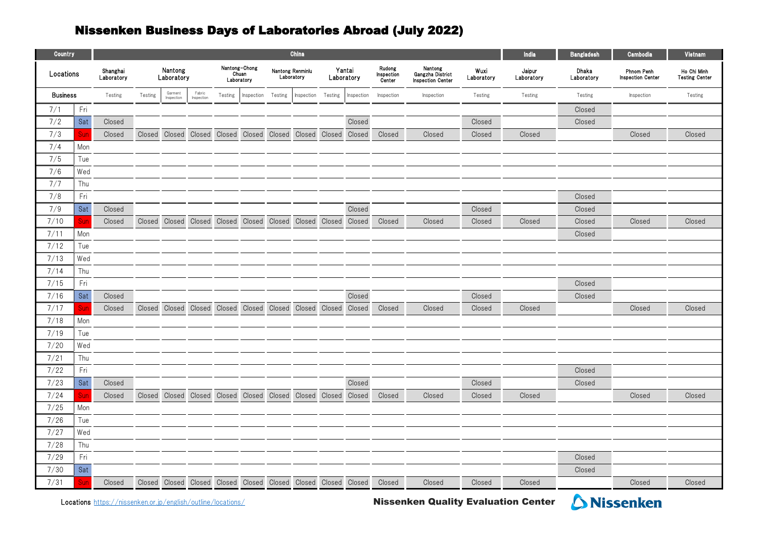# Nissenken Business Days of Laboratories Abroad (July 2022)

| Country | | China | | | | | | | | | | | | | India | Bangladesh | Cambodia | Vietnam |
|---|---|---|---|---|---|---|---|---|---|---|---|---|---|---|---|---|---|---|
| Locations | | Shanghai Laboratory | Nantong Laboratory | | | Nantong-Chong Chuan Laboratory | | Nantong Renminlu Laboratory | | Yantai Laboratory | | Rudong Inspection Center | Nantong Gangzha District Inspection Center | Wuxi Laboratory | Jaipur Laboratory | Dhaka Laboratory | Phnom Penh Inspection Center | Ho Chi Minh Testing Center |
| Business | | Testing | Testing | Garment Inspection | Fabric Inspection | Testing | Inspection | Testing | Inspection | Testing | Inspection | Inspection | Inspection | Testing | Testing | Testing | Inspection | Testing |
| 7/1 | Fri | | | | | | | | | | | | | | | Closed | | |
| 7/2 | Sat | Closed | | | | | | | | | Closed | | | Closed | | Closed | | |
| 7/3 | Sun | Closed | Closed | Closed | Closed | Closed | Closed | Closed | Closed | Closed | Closed | Closed | Closed | Closed | Closed | | Closed | Closed |
| 7/4 | Mon | | | | | | | | | | | | | | | | | |
| 7/5 | Tue | | | | | | | | | | | | | | | | | |
| 7/6 | Wed | | | | | | | | | | | | | | | | | |
| 7/7 | Thu | | | | | | | | | | | | | | | | | |
| 7/8 | Fri | | | | | | | | | | | | | | | Closed | | |
| 7/9 | Sat | Closed | | | | | | | | | Closed | | | Closed | | Closed | | |
| 7/10 | Sun | Closed | Closed | Closed | Closed | Closed | Closed | Closed | Closed | Closed | Closed | Closed | Closed | Closed | Closed | Closed | Closed | Closed |
| 7/11 | Mon | | | | | | | | | | | | | | | Closed | | |
| 7/12 | Tue | | | | | | | | | | | | | | | | | |
| 7/13 | Wed | | | | | | | | | | | | | | | | | |
| 7/14 | Thu | | | | | | | | | | | | | | | | | |
| 7/15 | Fri | | | | | | | | | | | | | | | Closed | | |
| 7/16 | Sat | Closed | | | | | | | | | Closed | | | Closed | | Closed | | |
| 7/17 | Sun | Closed | Closed | Closed | Closed | Closed | Closed | Closed | Closed | Closed | Closed | Closed | Closed | Closed | Closed | | Closed | Closed |
| 7/18 | Mon | | | | | | | | | | | | | | | | | |
| 7/19 | Tue | | | | | | | | | | | | | | | | | |
| 7/20 | Wed | | | | | | | | | | | | | | | | | |
| 7/21 | Thu | | | | | | | | | | | | | | | | | |
| 7/22 | Fri | | | | | | | | | | | | | | | Closed | | |
| 7/23 | Sat | Closed | | | | | | | | | Closed | | | Closed | | Closed | | |
| 7/24 | Sun | Closed | Closed | Closed | Closed | Closed | Closed | Closed | Closed | Closed | Closed | Closed | Closed | Closed | Closed | | Closed | Closed |
| 7/25 | Mon | | | | | | | | | | | | | | | | | |
| 7/26 | Tue | | | | | | | | | | | | | | | | | |
| 7/27 | Wed | | | | | | | | | | | | | | | | | |
| 7/28 | Thu | | | | | | | | | | | | | | | | | |
| 7/29 | Fri | | | | | | | | | | | | | | | Closed | | |
| 7/30 | Sat | | | | | | | | | | | | | | | Closed | | |
| 7/31 | Sun | Closed | Closed | Closed | Closed | Closed | Closed | Closed | Closed | Closed | Closed | Closed | Closed | Closed | Closed | | Closed | Closed |

Locations https://nissenken.or.jp/english/outline/locations/

**Nissenken Quality Evaluation Center**

Nissenken